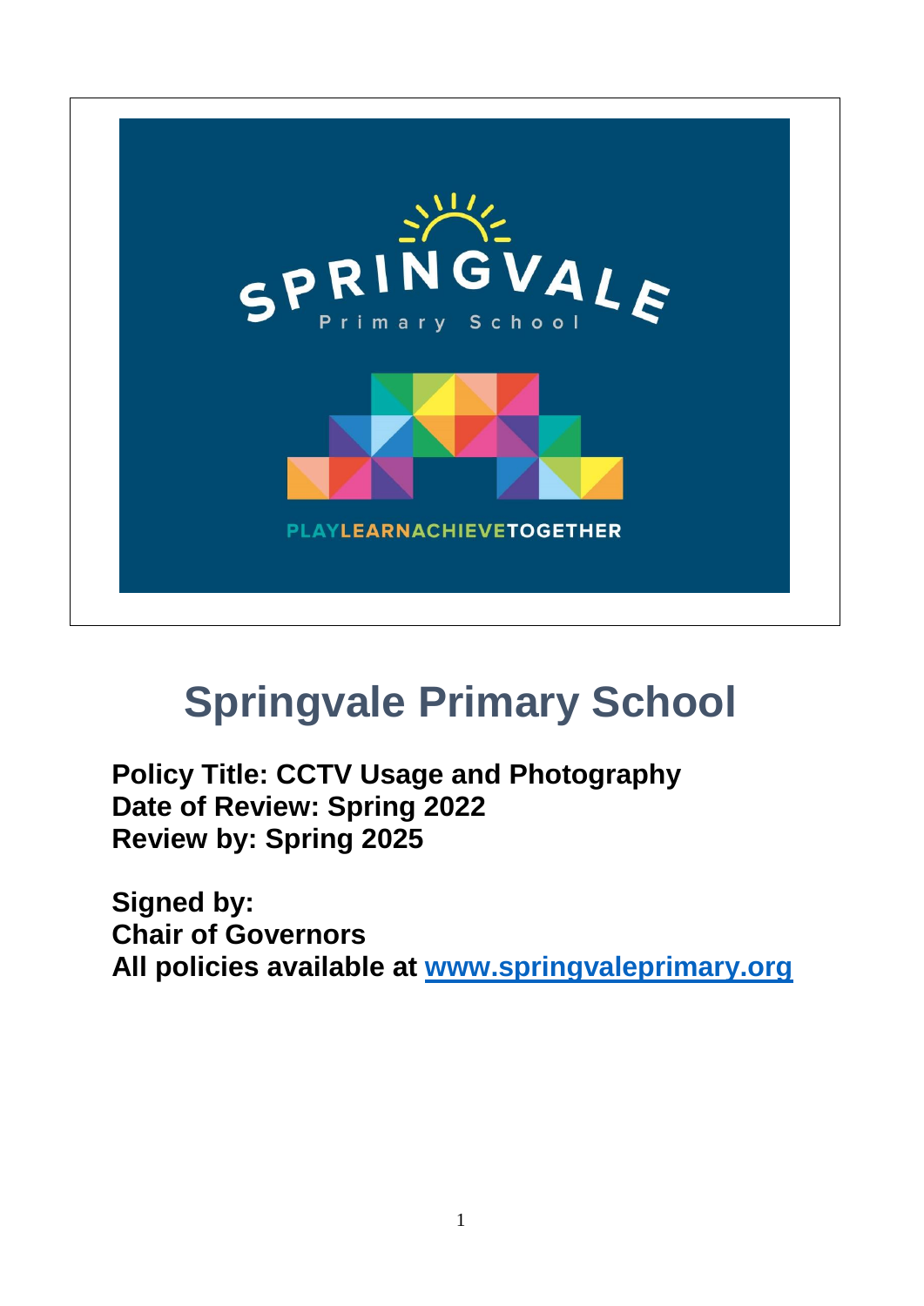# Springvale Primary School

**Policy Title: CCTV Usage and Photography**
**Date of Review: Spring 2022**
**Review by: Spring 2025**

**Signed by:**
**Chair of Governors**
**All policies available at [www.springvaleprimary.org](http://www.springvaleprimary.org)**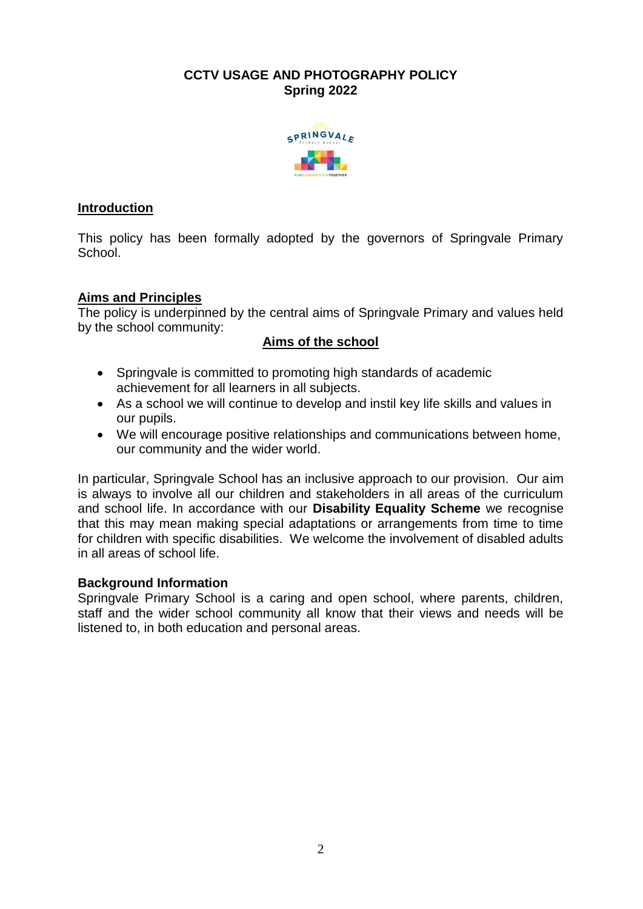**CCTV USAGE AND PHOTOGRAPHY POLICY**
**Spring 2022**

## Introduction

This policy has been formally adopted by the governors of Springvale Primary School.

## Aims and Principles

The policy is underpinned by the central aims of Springvale Primary and values held by the school community:

### Aims of the school

- Springvale is committed to promoting high standards of academic achievement for all learners in all subjects.
- As a school we will continue to develop and instil key life skills and values in our pupils.
- We will encourage positive relationships and communications between home, our community and the wider world.

In particular, Springvale School has an inclusive approach to our provision. Our aim is always to involve all our children and stakeholders in all areas of the curriculum and school life. In accordance with our **Disability Equality Scheme** we recognise that this may mean making special adaptations or arrangements from time to time for children with specific disabilities. We welcome the involvement of disabled adults in all areas of school life.

## Background Information

Springvale Primary School is a caring and open school, where parents, children, staff and the wider school community all know that their views and needs will be listened to, in both education and personal areas.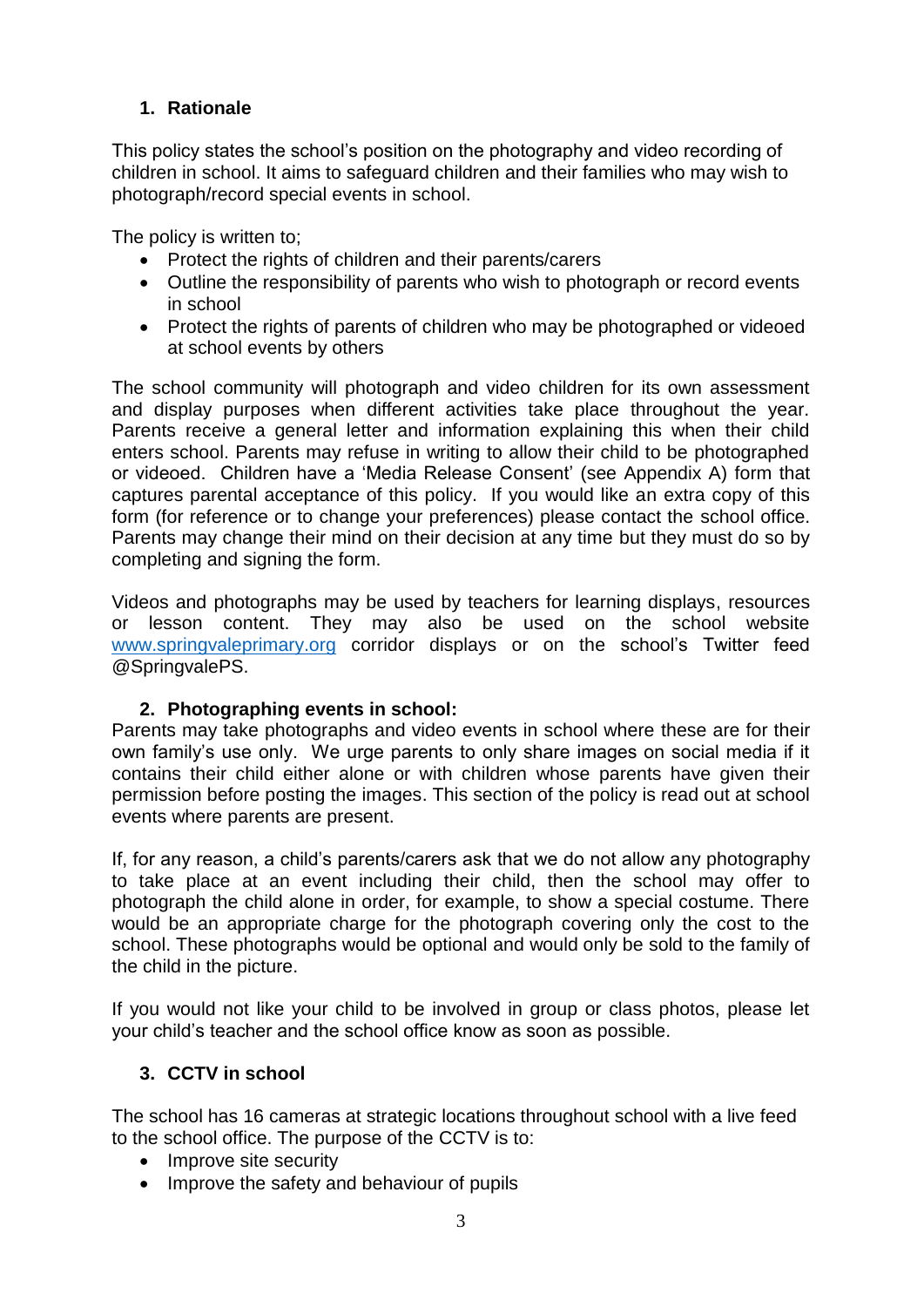## 1. Rationale

This policy states the school's position on the photography and video recording of children in school. It aims to safeguard children and their families who may wish to photograph/record special events in school.

The policy is written to;

- Protect the rights of children and their parents/carers
- Outline the responsibility of parents who wish to photograph or record events in school
- Protect the rights of parents of children who may be photographed or videoed at school events by others

The school community will photograph and video children for its own assessment and display purposes when different activities take place throughout the year. Parents receive a general letter and information explaining this when their child enters school. Parents may refuse in writing to allow their child to be photographed or videoed. Children have a 'Media Release Consent' (see Appendix A) form that captures parental acceptance of this policy. If you would like an extra copy of this form (for reference or to change your preferences) please contact the school office. Parents may change their mind on their decision at any time but they must do so by completing and signing the form.

Videos and photographs may be used by teachers for learning displays, resources or lesson content. They may also be used on the school website [www.springvaleprimary.org](http://www.springvaleprimary.org) corridor displays or on the school's Twitter feed @SpringvalePS.

## 2. Photographing events in school:

Parents may take photographs and video events in school where these are for their own family's use only. We urge parents to only share images on social media if it contains their child either alone or with children whose parents have given their permission before posting the images. This section of the policy is read out at school events where parents are present.

If, for any reason, a child's parents/carers ask that we do not allow any photography to take place at an event including their child, then the school may offer to photograph the child alone in order, for example, to show a special costume. There would be an appropriate charge for the photograph covering only the cost to the school. These photographs would be optional and would only be sold to the family of the child in the picture.

If you would not like your child to be involved in group or class photos, please let your child's teacher and the school office know as soon as possible.

## 3. CCTV in school

The school has 16 cameras at strategic locations throughout school with a live feed to the school office. The purpose of the CCTV is to:

- Improve site security
- Improve the safety and behaviour of pupils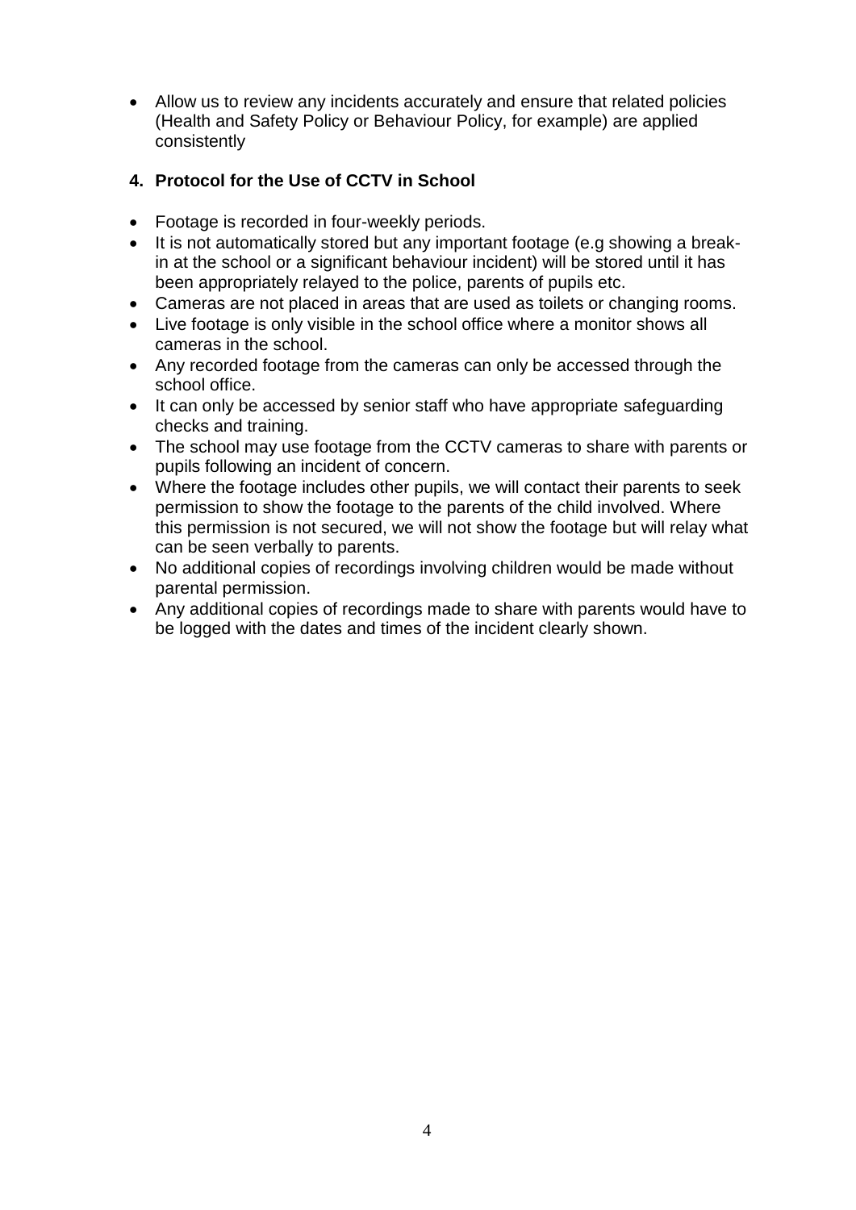- Allow us to review any incidents accurately and ensure that related policies (Health and Safety Policy or Behaviour Policy, for example) are applied consistently

### 4. Protocol for the Use of CCTV in School

- Footage is recorded in four-weekly periods.
- It is not automatically stored but any important footage (e.g showing a break-in at the school or a significant behaviour incident) will be stored until it has been appropriately relayed to the police, parents of pupils etc.
- Cameras are not placed in areas that are used as toilets or changing rooms.
- Live footage is only visible in the school office where a monitor shows all cameras in the school.
- Any recorded footage from the cameras can only be accessed through the school office.
- It can only be accessed by senior staff who have appropriate safeguarding checks and training.
- The school may use footage from the CCTV cameras to share with parents or pupils following an incident of concern.
- Where the footage includes other pupils, we will contact their parents to seek permission to show the footage to the parents of the child involved. Where this permission is not secured, we will not show the footage but will relay what can be seen verbally to parents.
- No additional copies of recordings involving children would be made without parental permission.
- Any additional copies of recordings made to share with parents would have to be logged with the dates and times of the incident clearly shown.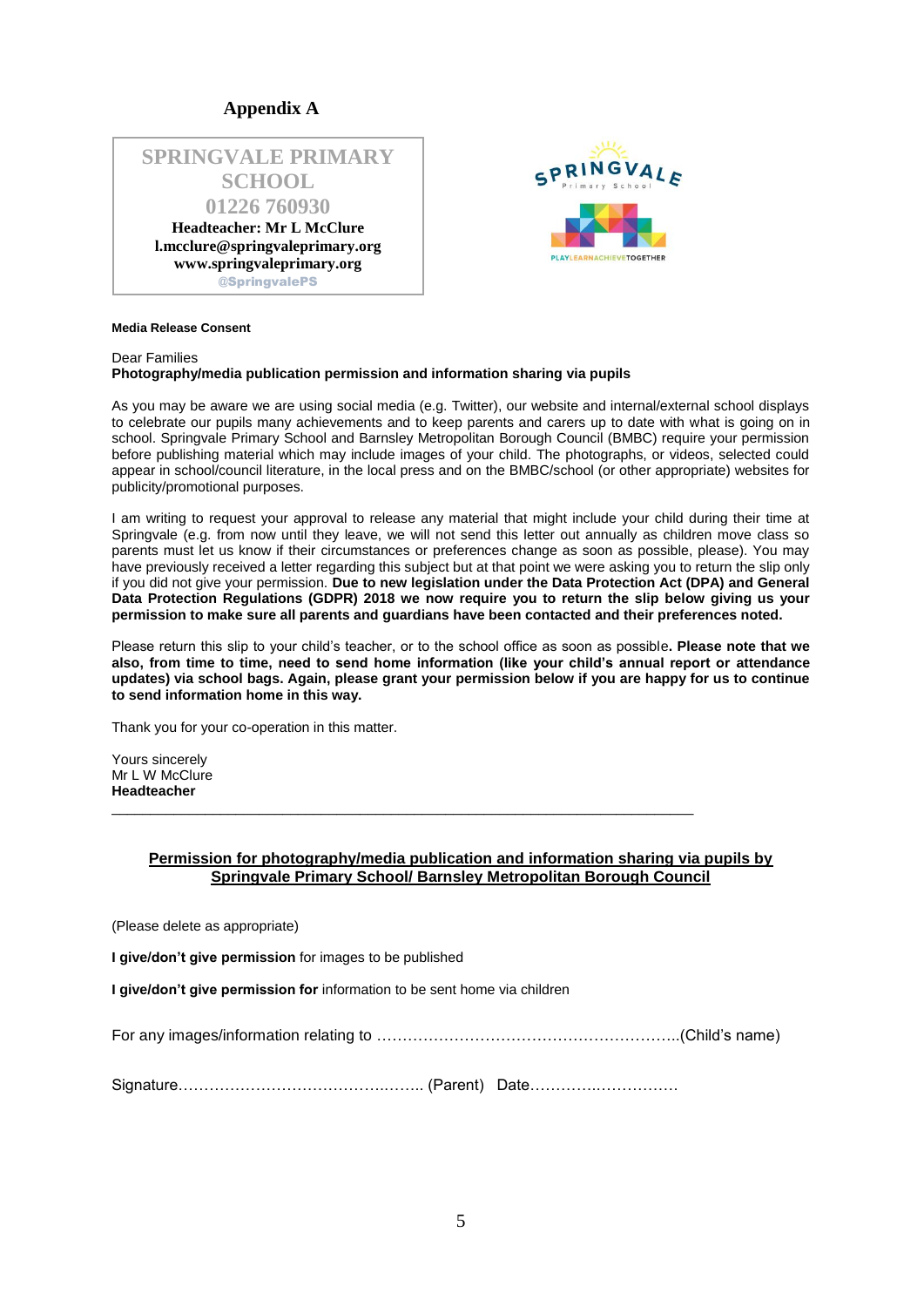## Appendix A

**SPRINGVALE PRIMARY SCHOOL**
**01226 760930**
**Headteacher: Mr L McClure**
**l.mcclure@springvaleprimary.org**
**www.springvaleprimary.org**
@SpringvalePS

SPRINGVALE Primary School
PLAY LEARN ACHIEVE TOGETHER

**Media Release Consent**

Dear Families
**Photography/media publication permission and information sharing via pupils**

As you may be aware we are using social media (e.g. Twitter), our website and internal/external school displays to celebrate our pupils many achievements and to keep parents and carers up to date with what is going on in school. Springvale Primary School and Barnsley Metropolitan Borough Council (BMBC) require your permission before publishing material which may include images of your child. The photographs, or videos, selected could appear in school/council literature, in the local press and on the BMBC/school (or other appropriate) websites for publicity/promotional purposes.

I am writing to request your approval to release any material that might include your child during their time at Springvale (e.g. from now until they leave, we will not send this letter out annually as children move class so parents must let us know if their circumstances or preferences change as soon as possible, please). You may have previously received a letter regarding this subject but at that point we were asking you to return the slip only if you did not give your permission. **Due to new legislation under the Data Protection Act (DPA) and General Data Protection Regulations (GDPR) 2018 we now require you to return the slip below giving us your permission to make sure all parents and guardians have been contacted and their preferences noted.**

Please return this slip to your child's teacher, or to the school office as soon as possible**. Please note that we also, from time to time, need to send home information (like your child's annual report or attendance updates) via school bags. Again, please grant your permission below if you are happy for us to continue to send information home in this way.**

Thank you for your co-operation in this matter.

Yours sincerely
Mr L W McClure
**Headteacher**

---

**Permission for photography/media publication and information sharing via pupils by Springvale Primary School/ Barnsley Metropolitan Borough Council**

(Please delete as appropriate)

**I give/don't give permission** for images to be published

**I give/don't give permission for** information to be sent home via children

For any images/information relating to …………………………………………………..(Child's name)

Signature……………………………………..…….. (Parent) Date…………..……………